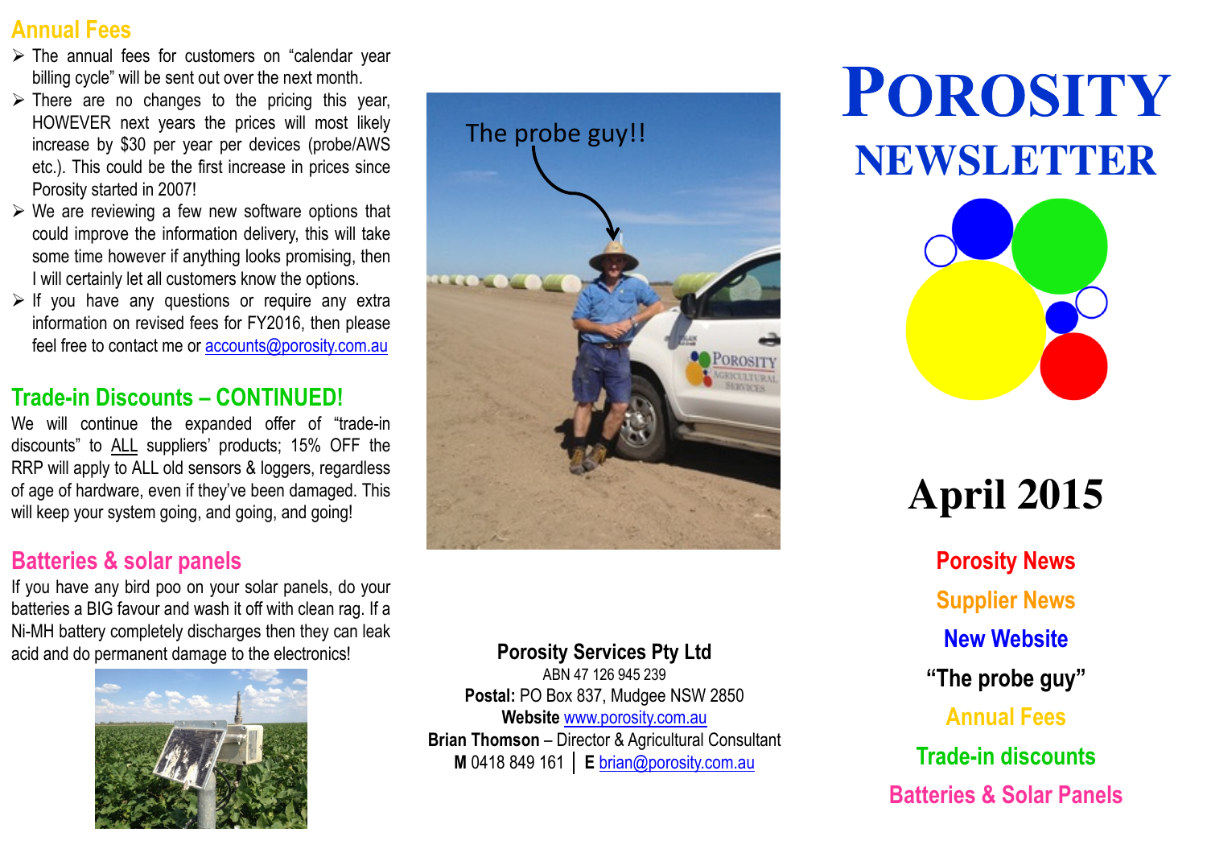## Annual Fees

- The annual fees for customers on "calendar year billing cycle" will be sent out over the next month.
- There are no changes to the pricing this year, HOWEVER next years the prices will most likely increase by $30 per year per devices (probe/AWS etc.). This could be the first increase in prices since Porosity started in 2007!
- We are reviewing a few new software options that could improve the information delivery, this will take some time however if anything looks promising, then I will certainly let all customers know the options.
- If you have any questions or require any extra information on revised fees for FY2016, then please feel free to contact me or accounts@porosity.com.au

## Trade-in Discounts – CONTINUED!

We will continue the expanded offer of "trade-in discounts" to ALL suppliers' products; 15% OFF the RRP will apply to ALL old sensors & loggers, regardless of age of hardware, even if they've been damaged. This will keep your system going, and going, and going!

## Batteries & solar panels

If you have any bird poo on your solar panels, do your batteries a BIG favour and wash it off with clean rag. If a Ni-MH battery completely discharges then they can leak acid and do permanent damage to the electronics!

The probe guy!!

**Porosity Services Pty Ltd**
ABN 47 126 945 239
**Postal:** PO Box 837, Mudgee NSW 2850
**Website** www.porosity.com.au
**Brian Thomson** – Director & Agricultural Consultant
**M** 0418 849 161 | **E** brian@porosity.com.au

# POROSITY NEWSLETTER

# April 2015

**Porosity News**
**Supplier News**
**New Website**
**"The probe guy"**
**Annual Fees**
**Trade-in discounts**
**Batteries & Solar Panels**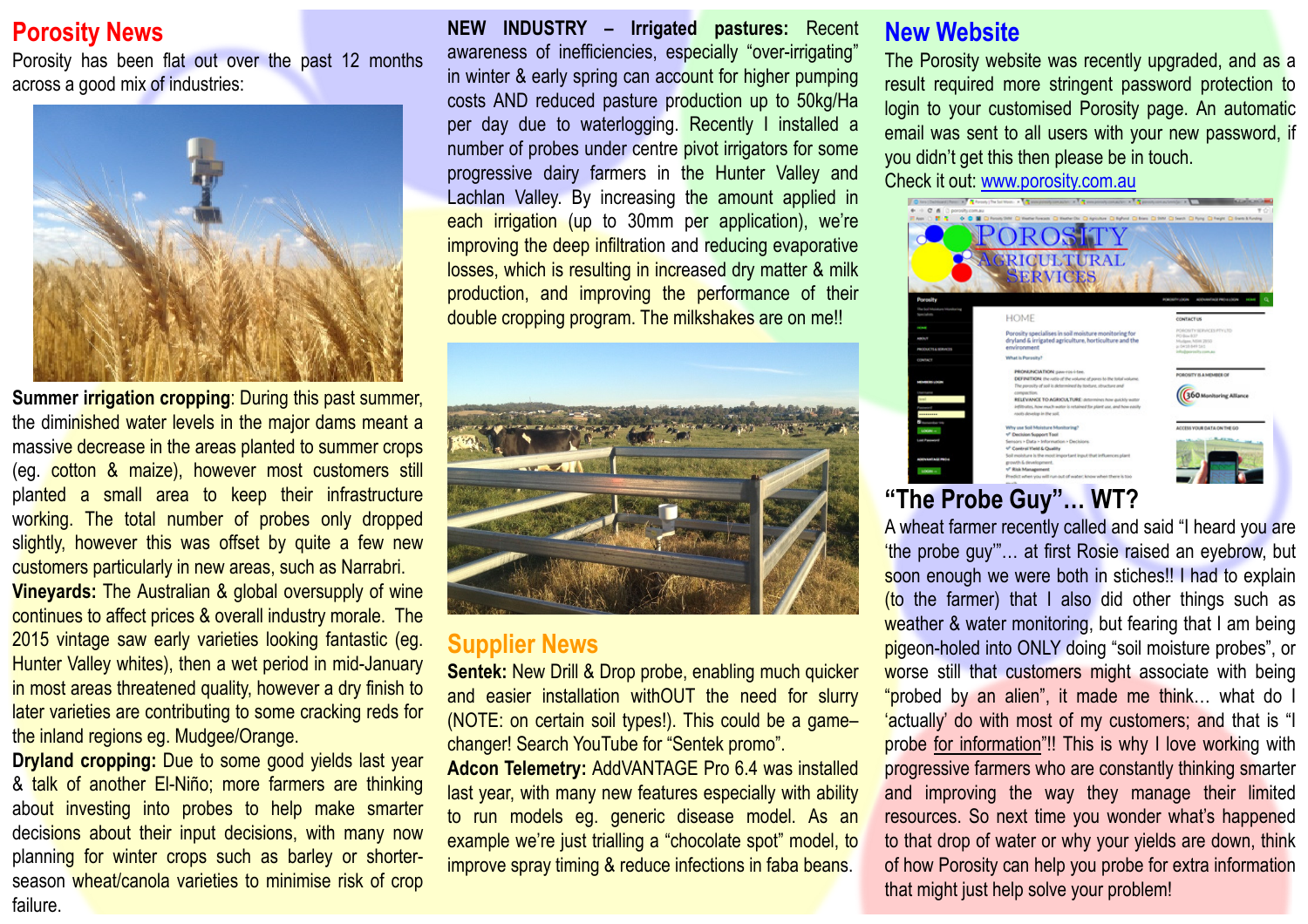## Porosity News

Porosity has been flat out over the past 12 months across a good mix of industries:

**Summer irrigation cropping**: During this past summer, the diminished water levels in the major dams meant a massive decrease in the areas planted to summer crops (eg. cotton & maize), however most customers still planted a small area to keep their infrastructure working. The total number of probes only dropped slightly, however this was offset by quite a few new customers particularly in new areas, such as Narrabri.

**Vineyards:** The Australian & global oversupply of wine continues to affect prices & overall industry morale. The 2015 vintage saw early varieties looking fantastic (eg. Hunter Valley whites), then a wet period in mid-January in most areas threatened quality, however a dry finish to later varieties are contributing to some cracking reds for the inland regions eg. Mudgee/Orange.

**Dryland cropping:** Due to some good yields last year & talk of another El-Niño; more farmers are thinking about investing into probes to help make smarter decisions about their input decisions, with many now planning for winter crops such as barley or shorter-season wheat/canola varieties to minimise risk of crop failure.

**NEW INDUSTRY – Irrigated pastures:** Recent awareness of inefficiencies, especially "over-irrigating" in winter & early spring can account for higher pumping costs AND reduced pasture production up to 50kg/Ha per day due to waterlogging. Recently I installed a number of probes under centre pivot irrigators for some progressive dairy farmers in the Hunter Valley and Lachlan Valley. By increasing the amount applied in each irrigation (up to 30mm per application), we're improving the deep infiltration and reducing evaporative losses, which is resulting in increased dry matter & milk production, and improving the performance of their double cropping program. The milkshakes are on me!!

## Supplier News

**Sentek:** New Drill & Drop probe, enabling much quicker and easier installation withOUT the need for slurry (NOTE: on certain soil types!). This could be a game–changer! Search YouTube for "Sentek promo".

**Adcon Telemetry:** AddVANTAGE Pro 6.4 was installed last year, with many new features especially with ability to run models eg. generic disease model. As an example we're just trialling a "chocolate spot" model, to improve spray timing & reduce infections in faba beans.

## New Website

The Porosity website was recently upgraded, and as a result required more stringent password protection to login to your customised Porosity page. An automatic email was sent to all users with your new password, if you didn't get this then please be in touch.

Check it out: www.porosity.com.au

## "The Probe Guy"… WT?

A wheat farmer recently called and said "I heard you are 'the probe guy'"… at first Rosie raised an eyebrow, but soon enough we were both in stiches!! I had to explain (to the farmer) that I also did other things such as weather & water monitoring, but fearing that I am being pigeon-holed into ONLY doing "soil moisture probes", or worse still that customers might associate with being "probed by an alien", it made me think… what do I 'actually' do with most of my customers; and that is "I probe for information"!! This is why I love working with progressive farmers who are constantly thinking smarter and improving the way they manage their limited resources. So next time you wonder what's happened to that drop of water or why your yields are down, think of how Porosity can help you probe for extra information that might just help solve your problem!